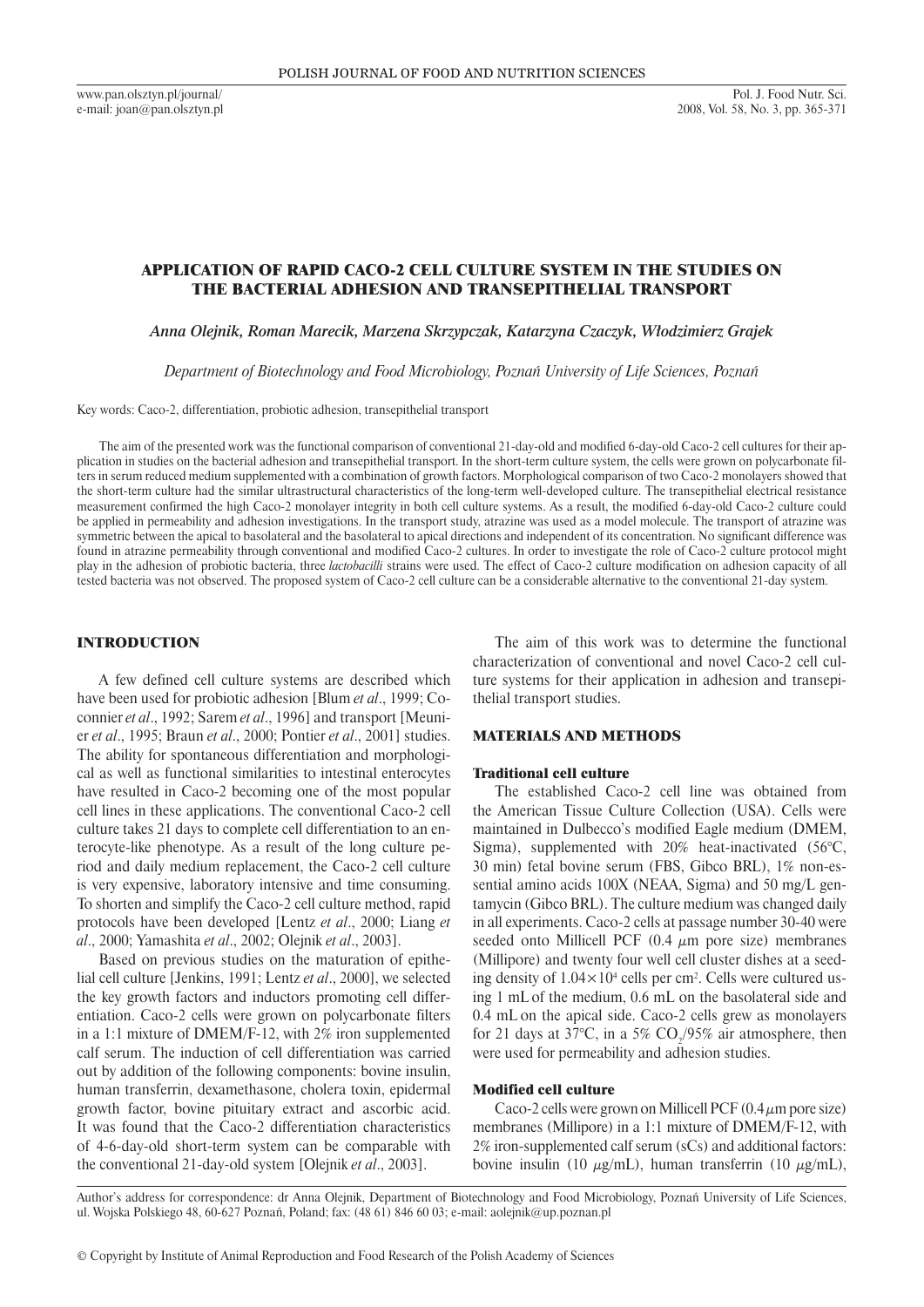# APPLICATION OF RAPID CACO-2 CELL CULTURE SYSTEM IN THE STUDIES ON THE BACTERIAL ADHESION AND TRANSEPITHELIAL TRANSPORT

*Anna Olejnik, Roman Marecik, Marzena Skrzypczak, Katarzyna Czaczyk, Włodzimierz Grajek*

*Department of Biotechnology and Food Microbiology, Poznań University of Life Sciences, Poznań*

Key words: Caco-2, differentiation, probiotic adhesion, transepithelial transport

The aim of the presented work was the functional comparison of conventional 21-day-old and modified 6-day-old Caco-2 cell cultures for their application in studies on the bacterial adhesion and transepithelial transport. In the short-term culture system, the cells were grown on polycarbonate filters in serum reduced medium supplemented with a combination of growth factors. Morphological comparison of two Caco-2 monolayers showed that the short-term culture had the similar ultrastructural characteristics of the long-term well-developed culture. The transepithelial electrical resistance measurement confirmed the high Caco-2 monolayer integrity in both cell culture systems. As a result, the modified 6-day-old Caco-2 culture could be applied in permeability and adhesion investigations. In the transport study, atrazine was used as a model molecule. The transport of atrazine was symmetric between the apical to basolateral and the basolateral to apical directions and independent of its concentration. No significant difference was found in atrazine permeability through conventional and modified Caco-2 cultures. In order to investigate the role of Caco-2 culture protocol might play in the adhesion of probiotic bacteria, three *lactobacilli* strains were used. The effect of Caco-2 culture modification on adhesion capacity of all tested bacteria was not observed. The proposed system of Caco-2 cell culture can be a considerable alternative to the conventional 21-day system.

## INTRODUCTION

A few defined cell culture systems are described which have been used for probiotic adhesion [Blum *et al*., 1999; Coconnier *et al*., 1992; Sarem *et al*., 1996] and transport [Meunier *et al*., 1995; Braun *et al*., 2000; Pontier *et al*., 2001] studies. The ability for spontaneous differentiation and morphological as well as functional similarities to intestinal enterocytes have resulted in Caco-2 becoming one of the most popular cell lines in these applications. The conventional Caco-2 cell culture takes 21 days to complete cell differentiation to an enterocyte-like phenotype. As a result of the long culture period and daily medium replacement, the Caco-2 cell culture is very expensive, laboratory intensive and time consuming. To shorten and simplify the Caco-2 cell culture method, rapid protocols have been developed [Lentz *et al*., 2000; Liang *et al*., 2000; Yamashita *et al*., 2002; Olejnik *et al*., 2003].

Based on previous studies on the maturation of epithelial cell culture [Jenkins, 1991; Lentz *et al*., 2000], we selected the key growth factors and inductors promoting cell differentiation. Caco-2 cells were grown on polycarbonate filters in a 1:1 mixture of DMEM/F-12, with 2% iron supplemented calf serum. The induction of cell differentiation was carried out by addition of the following components: bovine insulin, human transferrin, dexamethasone, cholera toxin, epidermal growth factor, bovine pituitary extract and ascorbic acid. It was found that the Caco-2 differentiation characteristics of 4-6-day-old short-term system can be comparable with the conventional 21-day-old system [Olejnik *et al*., 2003].

The aim of this work was to determine the functional characterization of conventional and novel Caco-2 cell culture systems for their application in adhesion and transepithelial transport studies.

## MATERIALS AND METHODS

### Traditional cell culture

The established Caco-2 cell line was obtained from the American Tissue Culture Collection (USA). Cells were maintained in Dulbecco's modified Eagle medium (DMEM, Sigma), supplemented with 20% heat-inactivated (56°C, 30 min) fetal bovine serum (FBS, Gibco BRL), 1% non-essential amino acids 100X (NEAA, Sigma) and 50 mg/L gentamycin (Gibco BRL). The culture medium was changed daily in all experiments. Caco-2 cells at passage number 30-40 were seeded onto Millicell PCF (0.4 $\mu$m pore size) membranes (Millipore) and twenty four well cell cluster dishes at a seeding density of $1.04\times10^4$ cells per cm$^2$. Cells were cultured using 1 mL of the medium, 0.6 mL on the basolateral side and 0.4 mL on the apical side. Caco-2 cells grew as monolayers for 21 days at 37°C, in a 5% $CO_2$/95% air atmosphere, then were used for permeability and adhesion studies.

### Modified cell culture

Caco-2 cells were grown on Millicell PCF (0.4 $\mu$m pore size) membranes (Millipore) in a 1:1 mixture of DMEM/F-12, with 2% iron-supplemented calf serum (sCs) and additional factors: bovine insulin (10 $\mu$g/mL), human transferrin (10 $\mu$g/mL),

Author's address for correspondence: dr Anna Olejnik, Department of Biotechnology and Food Microbiology, Poznań University of Life Sciences, ul. Wojska Polskiego 48, 60-627 Poznań, Poland; fax: (48 61) 846 60 03; e-mail: aolejnik@up.poznan.pl

© Copyright by Institute of Animal Reproduction and Food Research of the Polish Academy of Sciences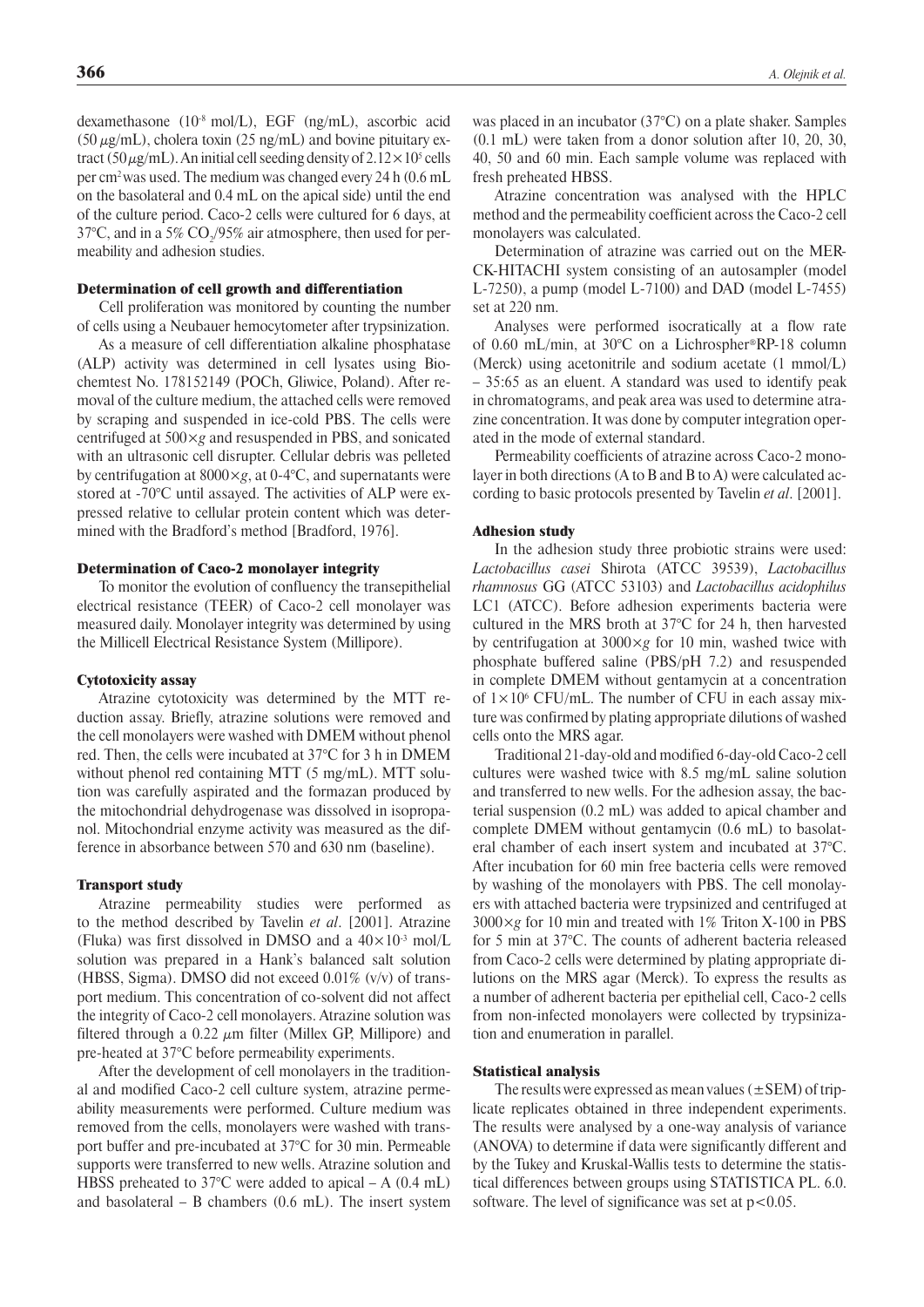dexamethasone ($10^{-8}$ mol/L), EGF (ng/mL), ascorbic acid (50 $\mu$g/mL), cholera toxin (25 ng/mL) and bovine pituitary extract (50 $\mu$g/mL). An initial cell seeding density of $2.12\times10^5$ cells per cm$^2$ was used. The medium was changed every 24 h (0.6 mL on the basolateral and 0.4 mL on the apical side) until the end of the culture period. Caco-2 cells were cultured for 6 days, at 37°C, and in a 5% $CO_2$/95% air atmosphere, then used for permeability and adhesion studies.

### Determination of cell growth and differentiation

Cell proliferation was monitored by counting the number of cells using a Neubauer hemocytometer after trypsinization.

As a measure of cell differentiation alkaline phosphatase (ALP) activity was determined in cell lysates using Biochemtest No. 178152149 (POCh, Gliwice, Poland). After removal of the culture medium, the attached cells were removed by scraping and suspended in ice-cold PBS. The cells were centrifuged at $500\times g$ and resuspended in PBS, and sonicated with an ultrasonic cell disrupter. Cellular debris was pelleted by centrifugation at $8000\times g$, at 0-4°C, and supernatants were stored at -70°C until assayed. The activities of ALP were expressed relative to cellular protein content which was determined with the Bradford's method [Bradford, 1976].

### Determination of Caco-2 monolayer integrity

To monitor the evolution of confluency the transepithelial electrical resistance (TEER) of Caco-2 cell monolayer was measured daily. Monolayer integrity was determined by using the Millicell Electrical Resistance System (Millipore).

### Cytotoxicity assay

Atrazine cytotoxicity was determined by the MTT reduction assay. Briefly, atrazine solutions were removed and the cell monolayers were washed with DMEM without phenol red. Then, the cells were incubated at 37°C for 3 h in DMEM without phenol red containing MTT (5 mg/mL). MTT solution was carefully aspirated and the formazan produced by the mitochondrial dehydrogenase was dissolved in isopropanol. Mitochondrial enzyme activity was measured as the difference in absorbance between 570 and 630 nm (baseline).

### Transport study

Atrazine permeability studies were performed as to the method described by Tavelin *et al*. [2001]. Atrazine (Fluka) was first dissolved in DMSO and a $40\times10^{-3}$ mol/L solution was prepared in a Hank's balanced salt solution (HBSS, Sigma). DMSO did not exceed 0.01% (v/v) of transport medium. This concentration of co-solvent did not affect the integrity of Caco-2 cell monolayers. Atrazine solution was filtered through a 0.22 $\mu$m filter (Millex GP, Millipore) and pre-heated at 37°C before permeability experiments.

After the development of cell monolayers in the traditional and modified Caco-2 cell culture system, atrazine permeability measurements were performed. Culture medium was removed from the cells, monolayers were washed with transport buffer and pre-incubated at 37°C for 30 min. Permeable supports were transferred to new wells. Atrazine solution and HBSS preheated to 37°C were added to apical – A (0.4 mL) and basolateral – B chambers (0.6 mL). The insert system was placed in an incubator (37°C) on a plate shaker. Samples (0.1 mL) were taken from a donor solution after 10, 20, 30, 40, 50 and 60 min. Each sample volume was replaced with fresh preheated HBSS.

Atrazine concentration was analysed with the HPLC method and the permeability coefficient across the Caco-2 cell monolayers was calculated.

Determination of atrazine was carried out on the MERCK-HITACHI system consisting of an autosampler (model L-7250), a pump (model L-7100) and DAD (model L-7455) set at 220 nm.

Analyses were performed isocratically at a flow rate of 0.60 mL/min, at 30°C on a Lichrospher®RP-18 column (Merck) using acetonitrile and sodium acetate (1 mmol/L) – 35:65 as an eluent. A standard was used to identify peak in chromatograms, and peak area was used to determine atrazine concentration. It was done by computer integration operated in the mode of external standard.

Permeability coefficients of atrazine across Caco-2 monolayer in both directions (A to B and B to A) were calculated according to basic protocols presented by Tavelin *et al*. [2001].

### Adhesion study

In the adhesion study three probiotic strains were used: *Lactobacillus casei* Shirota (ATCC 39539), *Lactobacillus rhamnosus* GG (ATCC 53103) and *Lactobacillus acidophilus* LC1 (ATCC). Before adhesion experiments bacteria were cultured in the MRS broth at 37°C for 24 h, then harvested by centrifugation at $3000\times g$ for 10 min, washed twice with phosphate buffered saline (PBS/pH 7.2) and resuspended in complete DMEM without gentamycin at a concentration of $1\times10^6$ CFU/mL. The number of CFU in each assay mixture was confirmed by plating appropriate dilutions of washed cells onto the MRS agar.

Traditional 21-day-old and modified 6-day-old Caco-2 cell cultures were washed twice with 8.5 mg/mL saline solution and transferred to new wells. For the adhesion assay, the bacterial suspension (0.2 mL) was added to apical chamber and complete DMEM without gentamycin (0.6 mL) to basolateral chamber of each insert system and incubated at 37°C. After incubation for 60 min free bacteria cells were removed by washing of the monolayers with PBS. The cell monolayers with attached bacteria were trypsinized and centrifuged at $3000\times g$ for 10 min and treated with 1% Triton X-100 in PBS for 5 min at 37°C. The counts of adherent bacteria released from Caco-2 cells were determined by plating appropriate dilutions on the MRS agar (Merck). To express the results as a number of adherent bacteria per epithelial cell, Caco-2 cells from non-infected monolayers were collected by trypsinization and enumeration in parallel.

### Statistical analysis

The results were expressed as mean values ($\pm$SEM) of triplicate replicates obtained in three independent experiments. The results were analysed by a one-way analysis of variance (ANOVA) to determine if data were significantly different and by the Tukey and Kruskal-Wallis tests to determine the statistical differences between groups using STATISTICA PL. 6.0. software. The level of significance was set at $p<0.05$.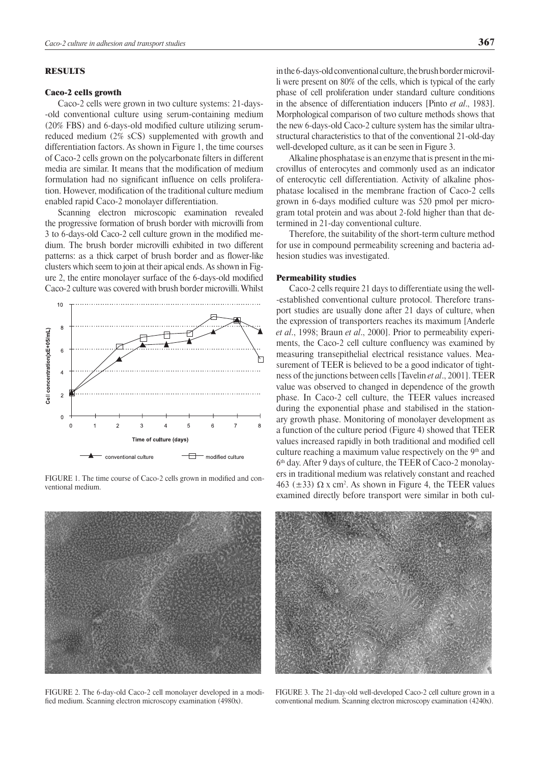## RESULTS

### Caco-2 cells growth

Caco-2 cells were grown in two culture systems: 21-days--old conventional culture using serum-containing medium (20% FBS) and 6-days-old modified culture utilizing serum-reduced medium (2% sCS) supplemented with growth and differentiation factors. As shown in Figure 1, the time courses of Caco-2 cells grown on the polycarbonate filters in different media are similar. It means that the modification of medium formulation had no significant influence on cells proliferation. However, modification of the traditional culture medium enabled rapid Caco-2 monolayer differentiation.

Scanning electron microscopic examination revealed the progressive formation of brush border with microvilli from 3 to 6-days-old Caco-2 cell culture grown in the modified medium. The brush border microvilli exhibited in two different patterns: as a thick carpet of brush border and as flower-like clusters which seem to join at their apical ends. As shown in Figure 2, the entire monolayer surface of the 6-days-old modified Caco-2 culture was covered with brush border microvilli. Whilst in the 6-days-old conventional culture, the brush border microvilli were present on 80% of the cells, which is typical of the early phase of cell proliferation under standard culture conditions in the absence of differentiation inducers [Pinto *et al*., 1983]. Morphological comparison of two culture methods shows that the new 6-days-old Caco-2 culture system has the similar ultrastructural characteristics to that of the conventional 21-old-day well-developed culture, as it can be seen in Figure 3.

FIGURE 1. The time course of Caco-2 cells grown in modified and conventional medium.

Alkaline phosphatase is an enzyme that is present in the microvillus of enterocytes and commonly used as an indicator of enterocytic cell differentiation. Activity of alkaline phosphatase localised in the membrane fraction of Caco-2 cells grown in 6-days modified culture was 520 pmol per microgram total protein and was about 2-fold higher than that determined in 21-day conventional culture.

Therefore, the suitability of the short-term culture method for use in compound permeability screening and bacteria adhesion studies was investigated.

### Permeability studies

Caco-2 cells require 21 days to differentiate using the well--established conventional culture protocol. Therefore transport studies are usually done after 21 days of culture, when the expression of transporters reaches its maximum [Anderle *et al*., 1998; Braun *et al*., 2000]. Prior to permeability experiments, the Caco-2 cell culture confluency was examined by measuring transepithelial electrical resistance values. Measurement of TEER is believed to be a good indicator of tightness of the junctions between cells [Tavelin *et al*., 2001]. TEER value was observed to changed in dependence of the growth phase. In Caco-2 cell culture, the TEER values increased during the exponential phase and stabilised in the stationary growth phase. Monitoring of monolayer development as a function of the culture period (Figure 4) showed that TEER values increased rapidly in both traditional and modified cell culture reaching a maximum value respectively on the 9[th] and 6[th] day. After 9 days of culture, the TEER of Caco-2 monolayers in traditional medium was relatively constant and reached 463 ($\pm$33) $\Omega$ x cm$^2$. As shown in Figure 4, the TEER values examined directly before transport were similar in both cul-

FIGURE 2. The 6-day-old Caco-2 cell monolayer developed in a modified medium. Scanning electron microscopy examination (4980x).

FIGURE 3. The 21-day-old well-developed Caco-2 cell culture grown in a conventional medium. Scanning electron microscopy examination (4240x).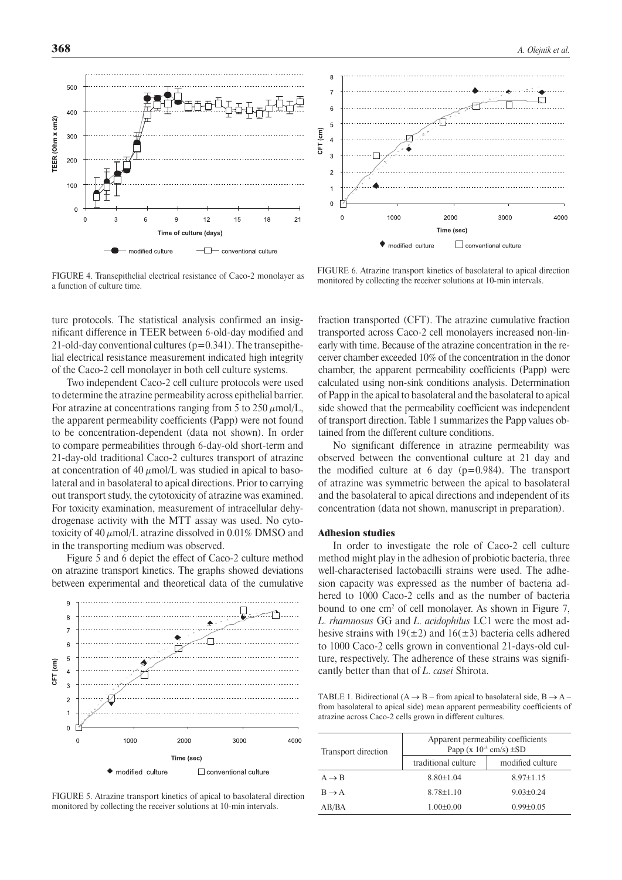FIGURE 4. Transepithelial electrical resistance of Caco-2 monolayer as a function of culture time.

FIGURE 6. Atrazine transport kinetics of basolateral to apical direction monitored by collecting the receiver solutions at 10-min intervals.

ture protocols. The statistical analysis confirmed an insignificant difference in TEER between 6-old-day modified and 21-old-day conventional cultures ($p=0.341$). The transepithelial electrical resistance measurement indicated high integrity of the Caco-2 cell monolayer in both cell culture systems.

Two independent Caco-2 cell culture protocols were used to determine the atrazine permeability across epithelial barrier. For atrazine at concentrations ranging from 5 to 250 $\mu$mol/L, the apparent permeability coefficients (Papp) were not found to be concentration-dependent (data not shown). In order to compare permeabilities through 6-day-old short-term and 21-day-old traditional Caco-2 cultures transport of atrazine at concentration of 40 $\mu$mol/L was studied in apical to basolateral and in basolateral to apical directions. Prior to carrying out transport study, the cytotoxicity of atrazine was examined. For toxicity examination, measurement of intracellular dehydrogenase activity with the MTT assay was used. No cytotoxicity of 40 $\mu$mol/L atrazine dissolved in 0.01% DMSO and in the transporting medium was observed.

Figure 5 and 6 depict the effect of Caco-2 culture method on atrazine transport kinetics. The graphs showed deviations between experimental and theoretical data of the cumulative

FIGURE 5. Atrazine transport kinetics of apical to basolateral direction monitored by collecting the receiver solutions at 10-min intervals.

fraction transported (CFT). The atrazine cumulative fraction transported across Caco-2 cell monolayers increased non-linearly with time. Because of the atrazine concentration in the receiver chamber exceeded 10% of the concentration in the donor chamber, the apparent permeability coefficients (Papp) were calculated using non-sink conditions analysis. Determination of Papp in the apical to basolateral and the basolateral to apical side showed that the permeability coefficient was independent of transport direction. Table 1 summarizes the Papp values obtained from the different culture conditions.

No significant difference in atrazine permeability was observed between the conventional culture at 21 day and the modified culture at 6 day ($p=0.984$). The transport of atrazine was symmetric between the apical to basolateral and the basolateral to apical directions and independent of its concentration (data not shown, manuscript in preparation).

### Adhesion studies

In order to investigate the role of Caco-2 cell culture method might play in the adhesion of probiotic bacteria, three well-characterised lactobacilli strains were used. The adhesion capacity was expressed as the number of bacteria adhered to 1000 Caco-2 cells and as the number of bacteria bound to one cm$^2$ of cell monolayer. As shown in Figure 7, *L. rhamnosus* GG and *L. acidophilus* LC1 were the most adhesive strains with 19($\pm$2) and 16($\pm$3) bacteria cells adhered to 1000 Caco-2 cells grown in conventional 21-days-old culture, respectively. The adherence of these strains was significantly better than that of *L. casei* Shirota.

TABLE 1. Bidirectional ($A \rightarrow B$ – from apical to basolateral side, $B \rightarrow A$ – from basolateral to apical side) mean apparent permeability coefficients of atrazine across Caco-2 cells grown in different cultures.

| Transport direction | Apparent permeability coefficients Papp (x $10^{-5}$ cm/s) ±SD | |
|---|---|---|
| | traditional culture | modified culture |
| $A \rightarrow B$ | 8.80±1.04 | 8.97±1.15 |
| $B \rightarrow A$ | 8.78±1.10 | 9.03±0.24 |
| AB/BA | 1.00±0.00 | 0.99±0.05 |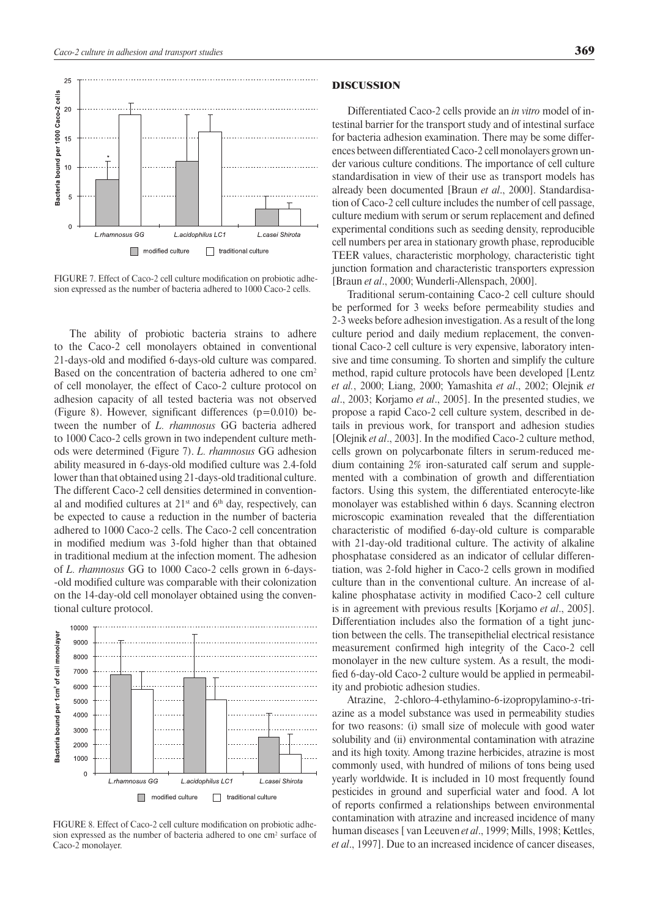FIGURE 7. Effect of Caco-2 cell culture modification on probiotic adhesion expressed as the number of bacteria adhered to 1000 Caco-2 cells.

The ability of probiotic bacteria strains to adhere to the Caco-2 cell monolayers obtained in conventional 21-days-old and modified 6-days-old culture was compared. Based on the concentration of bacteria adhered to one cm$^2$ of cell monolayer, the effect of Caco-2 culture protocol on adhesion capacity of all tested bacteria was not observed (Figure 8). However, significant differences ($p=0.010$) between the number of *L. rhamnosus* GG bacteria adhered to 1000 Caco-2 cells grown in two independent culture methods were determined (Figure 7). *L. rhamnosus* GG adhesion ability measured in 6-days-old modified culture was 2.4-fold lower than that obtained using 21-days-old traditional culture. The different Caco-2 cell densities determined in conventional and modified cultures at 21$^{st}$ and 6$^{th}$ day, respectively, can be expected to cause a reduction in the number of bacteria adhered to 1000 Caco-2 cells. The Caco-2 cell concentration in modified medium was 3-fold higher than that obtained in traditional medium at the infection moment. The adhesion of *L. rhamnosus* GG to 1000 Caco-2 cells grown in 6-days-old modified culture was comparable with their colonization on the 14-day-old cell monolayer obtained using the conventional culture protocol.

FIGURE 8. Effect of Caco-2 cell culture modification on probiotic adhesion expressed as the number of bacteria adhered to one cm$^2$ surface of Caco-2 monolayer.

## DISCUSSION

Differentiated Caco-2 cells provide an *in vitro* model of intestinal barrier for the transport study and of intestinal surface for bacteria adhesion examination. There may be some differences between differentiated Caco-2 cell monolayers grown under various culture conditions. The importance of cell culture standardisation in view of their use as transport models has already been documented [Braun *et al*., 2000]. Standardisation of Caco-2 cell culture includes the number of cell passage, culture medium with serum or serum replacement and defined experimental conditions such as seeding density, reproducible cell numbers per area in stationary growth phase, reproducible TEER values, characteristic morphology, characteristic tight junction formation and characteristic transporters expression [Braun *et al*., 2000; Wunderli-Allenspach, 2000].

Traditional serum-containing Caco-2 cell culture should be performed for 3 weeks before permeability studies and 2-3 weeks before adhesion investigation. As a result of the long culture period and daily medium replacement, the conventional Caco-2 cell culture is very expensive, laboratory intensive and time consuming. To shorten and simplify the culture method, rapid culture protocols have been developed [Lentz *et al.*, 2000; Liang, 2000; Yamashita *et al*., 2002; Olejnik *et al*., 2003; Korjamo *et al*., 2005]. In the presented studies, we propose a rapid Caco-2 cell culture system, described in details in previous work, for transport and adhesion studies [Olejnik *et al*., 2003]. In the modified Caco-2 culture method, cells grown on polycarbonate filters in serum-reduced medium containing 2% iron-saturated calf serum and supplemented with a combination of growth and differentiation factors. Using this system, the differentiated enterocyte-like monolayer was established within 6 days. Scanning electron microscopic examination revealed that the differentiation characteristic of modified 6-day-old culture is comparable with 21-day-old traditional culture. The activity of alkaline phosphatase considered as an indicator of cellular differentiation, was 2-fold higher in Caco-2 cells grown in modified culture than in the conventional culture. An increase of alkaline phosphatase activity in modified Caco-2 cell culture is in agreement with previous results [Korjamo *et al*., 2005]. Differentiation includes also the formation of a tight junction between the cells. The transepithelial electrical resistance measurement confirmed high integrity of the Caco-2 cell monolayer in the new culture system. As a result, the modified 6-day-old Caco-2 culture would be applied in permeability and probiotic adhesion studies.

Atrazine, 2-chloro-4-ethylamino-6-izopropylamino-*s*-triazine as a model substance was used in permeability studies for two reasons: (i) small size of molecule with good water solubility and (ii) environmental contamination with atrazine and its high toxity. Among trazine herbicides, atrazine is most commonly used, with hundred of milions of tons being used yearly worldwide. It is included in 10 most frequently found pesticides in ground and superficial water and food. A lot of reports confirmed a relationships between environmental contamination with atrazine and increased incidence of many human diseases [ van Leeuven *et al*., 1999; Mills, 1998; Kettles, *et al*., 1997]. Due to an increased incidence of cancer diseases,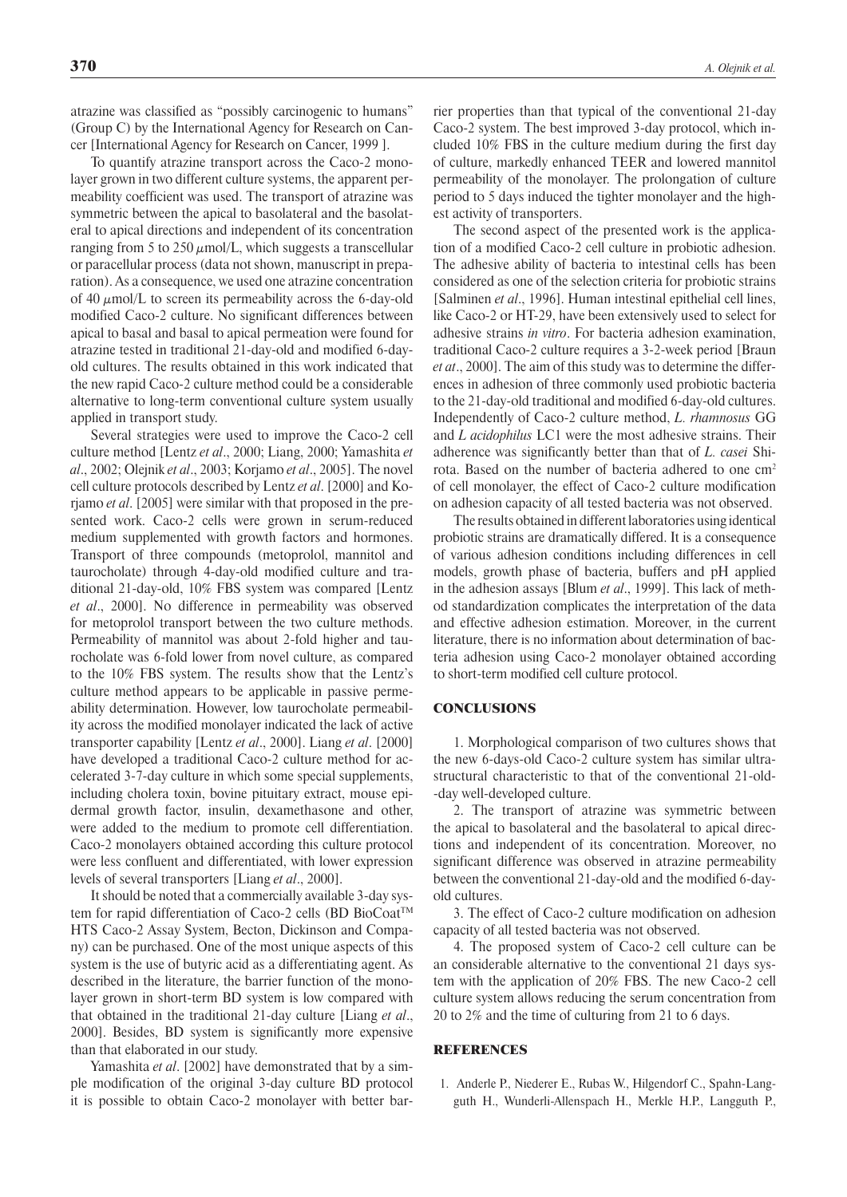atrazine was classified as "possibly carcinogenic to humans" (Group C) by the International Agency for Research on Cancer [International Agency for Research on Cancer, 1999 ].

To quantify atrazine transport across the Caco-2 monolayer grown in two different culture systems, the apparent permeability coefficient was used. The transport of atrazine was symmetric between the apical to basolateral and the basolateral to apical directions and independent of its concentration ranging from 5 to 250 $\mu$mol/L, which suggests a transcellular or paracellular process (data not shown, manuscript in preparation). As a consequence, we used one atrazine concentration of 40 $\mu$mol/L to screen its permeability across the 6-day-old modified Caco-2 culture. No significant differences between apical to basal and basal to apical permeation were found for atrazine tested in traditional 21-day-old and modified 6-day-old cultures. The results obtained in this work indicated that the new rapid Caco-2 culture method could be a considerable alternative to long-term conventional culture system usually applied in transport study.

Several strategies were used to improve the Caco-2 cell culture method [Lentz *et al*., 2000; Liang, 2000; Yamashita *et al*., 2002; Olejnik *et al*., 2003; Korjamo *et al*., 2005]. The novel cell culture protocols described by Lentz *et al*. [2000] and Korjamo *et al*. [2005] were similar with that proposed in the presented work. Caco-2 cells were grown in serum-reduced medium supplemented with growth factors and hormones. Transport of three compounds (metoprolol, mannitol and taurocholate) through 4-day-old modified culture and traditional 21-day-old, 10% FBS system was compared [Lentz *et al*., 2000]. No difference in permeability was observed for metoprolol transport between the two culture methods. Permeability of mannitol was about 2-fold higher and taurocholate was 6-fold lower from novel culture, as compared to the 10% FBS system. The results show that the Lentz's culture method appears to be applicable in passive permeability determination. However, low taurocholate permeability across the modified monolayer indicated the lack of active transporter capability [Lentz *et al*., 2000]. Liang *et al*. [2000] have developed a traditional Caco-2 culture method for accelerated 3-7-day culture in which some special supplements, including cholera toxin, bovine pituitary extract, mouse epidermal growth factor, insulin, dexamethasone and other, were added to the medium to promote cell differentiation. Caco-2 monolayers obtained according this culture protocol were less confluent and differentiated, with lower expression levels of several transporters [Liang *et al*., 2000].

It should be noted that a commercially available 3-day system for rapid differentiation of Caco-2 cells (BD BioCoat™ HTS Caco-2 Assay System, Becton, Dickinson and Company) can be purchased. One of the most unique aspects of this system is the use of butyric acid as a differentiating agent. As described in the literature, the barrier function of the monolayer grown in short-term BD system is low compared with that obtained in the traditional 21-day culture [Liang *et al*., 2000]. Besides, BD system is significantly more expensive than that elaborated in our study.

Yamashita *et al*. [2002] have demonstrated that by a simple modification of the original 3-day culture BD protocol it is possible to obtain Caco-2 monolayer with better barrier properties than that typical of the conventional 21-day Caco-2 system. The best improved 3-day protocol, which included 10% FBS in the culture medium during the first day of culture, markedly enhanced TEER and lowered mannitol permeability of the monolayer. The prolongation of culture period to 5 days induced the tighter monolayer and the highest activity of transporters.

The second aspect of the presented work is the application of a modified Caco-2 cell culture in probiotic adhesion. The adhesive ability of bacteria to intestinal cells has been considered as one of the selection criteria for probiotic strains [Salminen *et al*., 1996]. Human intestinal epithelial cell lines, like Caco-2 or HT-29, have been extensively used to select for adhesive strains *in vitro*. For bacteria adhesion examination, traditional Caco-2 culture requires a 3-2-week period [Braun *et at*., 2000]. The aim of this study was to determine the differences in adhesion of three commonly used probiotic bacteria to the 21-day-old traditional and modified 6-day-old cultures. Independently of Caco-2 culture method, *L. rhamnosus* GG and *L acidophilus* LC1 were the most adhesive strains. Their adherence was significantly better than that of *L. casei* Shirota. Based on the number of bacteria adhered to one cm$^2$ of cell monolayer, the effect of Caco-2 culture modification on adhesion capacity of all tested bacteria was not observed.

The results obtained in different laboratories using identical probiotic strains are dramatically differed. It is a consequence of various adhesion conditions including differences in cell models, growth phase of bacteria, buffers and pH applied in the adhesion assays [Blum *et al*., 1999]. This lack of method standardization complicates the interpretation of the data and effective adhesion estimation. Moreover, in the current literature, there is no information about determination of bacteria adhesion using Caco-2 monolayer obtained according to short-term modified cell culture protocol.

## CONCLUSIONS

1. Morphological comparison of two cultures shows that the new 6-days-old Caco-2 culture system has similar ultrastructural characteristic to that of the conventional 21-old--day well-developed culture.

2. The transport of atrazine was symmetric between the apical to basolateral and the basolateral to apical directions and independent of its concentration. Moreover, no significant difference was observed in atrazine permeability between the conventional 21-day-old and the modified 6-day-old cultures.

3. The effect of Caco-2 culture modification on adhesion capacity of all tested bacteria was not observed.

4. The proposed system of Caco-2 cell culture can be an considerable alternative to the conventional 21 days system with the application of 20% FBS. The new Caco-2 cell culture system allows reducing the serum concentration from 20 to 2% and the time of culturing from 21 to 6 days.

## REFERENCES

1. Anderle P., Niederer E., Rubas W., Hilgendorf C., Spahn-Langguth H., Wunderli-Allenspach H., Merkle H.P., Langguth P.,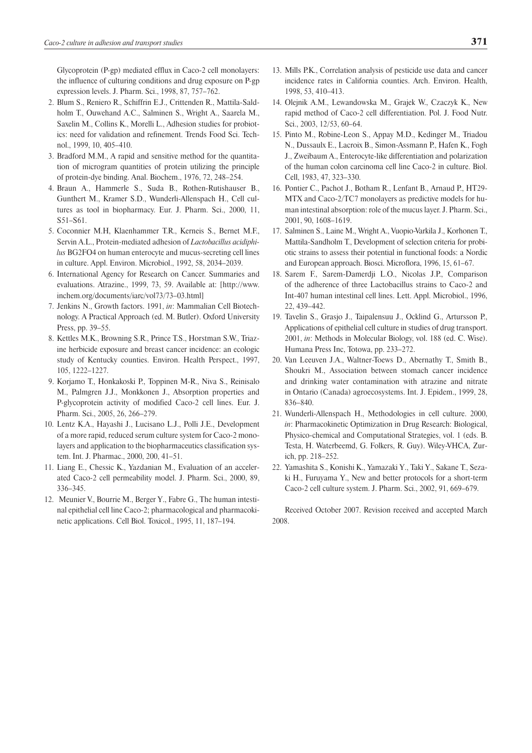Glycoprotein (P-gp) mediated efflux in Caco-2 cell monolayers: the influence of culturing conditions and drug exposure on P-gp expression levels. J. Pharm. Sci., 1998, 87, 757–762.

2. Blum S., Reniero R., Schiffrin E.J., Crittenden R., Mattila-Saldholm T., Ouwehand A.C., Salminen S., Wright A., Saarela M., Saxelin M., Collins K., Morelli L., Adhesion studies for probiotics: need for validation and refinement. Trends Food Sci. Technol., 1999, 10, 405–410.
3. Bradford M.M., A rapid and sensitive method for the quantitation of microgram quantities of protein utilizing the principle of protein-dye binding. Anal. Biochem., 1976, 72, 248–254.
4. Braun A., Hammerle S., Suda B., Rothen-Rutishauser B., Gunthert M., Kramer S.D., Wunderli-Allenspach H., Cell cultures as tool in biopharmacy. Eur. J. Pharm. Sci., 2000, 11, S51–S61.
5. Coconnier M.H, Klaenhammer T.R., Kerneis S., Bernet M.F., Servin A.L., Protein-mediated adhesion of *Lactobacillus acidiphilus* BG2FO4 on human enterocyte and mucus-secreting cell lines in culture. Appl. Environ. Microbiol., 1992, 58, 2034–2039.
6. International Agency for Research on Cancer. Summaries and evaluations. Atrazine., 1999, 73, 59. Available at: [http://www.inchem.org/documents/iarc/vol73/73–03.html]
7. Jenkins N., Growth factors. 1991, *in*: Mammalian Cell Biotechnology. A Practical Approach (ed. M. Butler). Oxford University Press, pp. 39–55.
8. Kettles M.K., Browning S.R., Prince T.S., Horstman S.W., Triazine herbicide exposure and breast cancer incidence: an ecologic study of Kentucky counties. Environ. Health Perspect., 1997, 105, 1222–1227.
9. Korjamo T., Honkakoski P., Toppinen M-R., Niva S., Reinisalo M., Palmgren J.J., Monkkonen J., Absorption properties and P-glycoprotein activity of modified Caco-2 cell lines. Eur. J. Pharm. Sci., 2005, 26, 266–279.
10. Lentz K.A., Hayashi J., Lucisano L.J., Polli J.E., Development of a more rapid, reduced serum culture system for Caco-2 monolayers and application to the biopharmaceutics classification system. Int. J. Pharmac., 2000, 200, 41–51.
11. Liang E., Chessic K., Yazdanian M., Evaluation of an accelerated Caco-2 cell permeability model. J. Pharm. Sci., 2000, 89, 336–345.
12. Meunier V., Bourrie M., Berger Y., Fabre G., The human intestinal epithelial cell line Caco-2; pharmacological and pharmacokinetic applications. Cell Biol. Toxicol., 1995, 11, 187–194.
13. Mills P.K., Correlation analysis of pesticide use data and cancer incidence rates in California counties. Arch. Environ. Health, 1998, 53, 410–413.
14. Olejnik A.M., Lewandowska M., Grajek W., Czaczyk K., New rapid method of Caco-2 cell differentiation. Pol. J. Food Nutr. Sci., 2003, 12/53, 60–64.
15. Pinto M., Robine-Leon S., Appay M.D., Kedinger M., Triadou N., Dussaulx E., Lacroix B., Simon-Assmann P., Hafen K., Fogh J., Zweibaum A., Enterocyte-like differentiation and polarization of the human colon carcinoma cell line Caco-2 in culture. Biol. Cell, 1983, 47, 323–330.
16. Pontier C., Pachot J., Botham R., Lenfant B., Arnaud P., HT29-MTX and Caco-2/TC7 monolayers as predictive models for human intestinal absorption: role of the mucus layer. J. Pharm. Sci., 2001, 90, 1608–1619.
17. Salminen S., Laine M., Wright A., Vuopio-Varkila J., Korhonen T., Mattila-Sandholm T., Development of selection criteria for probiotic strains to assess their potential in functional foods: a Nordic and European approach. Biosci. Microflora, 1996, 15, 61–67.
18. Sarem F., Sarem-Damerdji L.O., Nicolas J.P., Comparison of the adherence of three Lactobacillus strains to Caco-2 and Int-407 human intestinal cell lines. Lett. Appl. Microbiol., 1996, 22, 439–442.
19. Tavelin S., Grasjo J., Taipalensuu J., Ocklind G., Artursson P., Applications of epithelial cell culture in studies of drug transport. 2001, *in*: Methods in Molecular Biology, vol. 188 (ed. C. Wise). Humana Press Inc, Totowa, pp. 233–272.
20. Van Leeuven J.A., Waltner-Toews D., Abernathy T., Smith B., Shoukri M., Association between stomach cancer incidence and drinking water contamination with atrazine and nitrate in Ontario (Canada) agroecosystems. Int. J. Epidem., 1999, 28, 836–840.
21. Wunderli-Allenspach H., Methodologies in cell culture. 2000, *in*: Pharmacokinetic Optimization in Drug Research: Biological, Physico-chemical and Computational Strategies, vol. 1 (eds. B. Testa, H. Waterbeemd, G. Folkers, R. Guy). Wiley-VHCA, Zurich, pp. 218–252.
22. Yamashita S., Konishi K., Yamazaki Y., Taki Y., Sakane T., Sezaki H., Furuyama Y., New and better protocols for a short-term Caco-2 cell culture system. J. Pharm. Sci., 2002, 91, 669–679.

Received October 2007. Revision received and accepted March 2008.